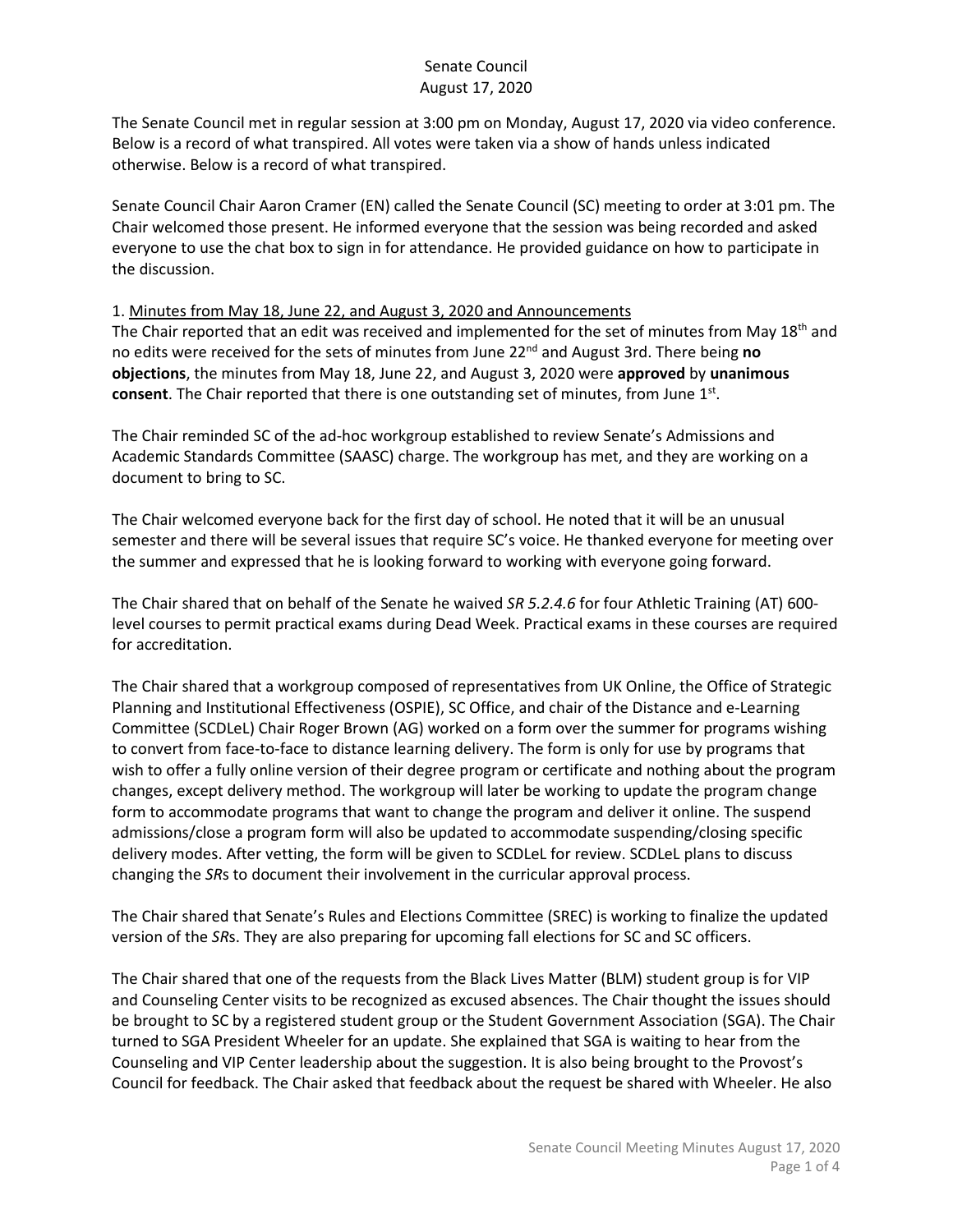Senate Council
August 17, 2020

The Senate Council met in regular session at 3:00 pm on Monday, August 17, 2020 via video conference. Below is a record of what transpired. All votes were taken via a show of hands unless indicated otherwise. Below is a record of what transpired.

Senate Council Chair Aaron Cramer (EN) called the Senate Council (SC) meeting to order at 3:01 pm. The Chair welcomed those present. He informed everyone that the session was being recorded and asked everyone to use the chat box to sign in for attendance. He provided guidance on how to participate in the discussion.

1. Minutes from May 18, June 22, and August 3, 2020 and Announcements

The Chair reported that an edit was received and implemented for the set of minutes from May 18th and no edits were received for the sets of minutes from June 22nd and August 3rd. There being **no objections**, the minutes from May 18, June 22, and August 3, 2020 were **approved** by **unanimous consent**. The Chair reported that there is one outstanding set of minutes, from June 1st.

The Chair reminded SC of the ad-hoc workgroup established to review Senate's Admissions and Academic Standards Committee (SAASC) charge. The workgroup has met, and they are working on a document to bring to SC.

The Chair welcomed everyone back for the first day of school. He noted that it will be an unusual semester and there will be several issues that require SC's voice. He thanked everyone for meeting over the summer and expressed that he is looking forward to working with everyone going forward.

The Chair shared that on behalf of the Senate he waived *SR 5.2.4.6* for four Athletic Training (AT) 600-level courses to permit practical exams during Dead Week. Practical exams in these courses are required for accreditation.

The Chair shared that a workgroup composed of representatives from UK Online, the Office of Strategic Planning and Institutional Effectiveness (OSPIE), SC Office, and chair of the Distance and e-Learning Committee (SCDLeL) Chair Roger Brown (AG) worked on a form over the summer for programs wishing to convert from face-to-face to distance learning delivery. The form is only for use by programs that wish to offer a fully online version of their degree program or certificate and nothing about the program changes, except delivery method. The workgroup will later be working to update the program change form to accommodate programs that want to change the program and deliver it online. The suspend admissions/close a program form will also be updated to accommodate suspending/closing specific delivery modes. After vetting, the form will be given to SCDLeL for review. SCDLeL plans to discuss changing the *SR*s to document their involvement in the curricular approval process.

The Chair shared that Senate's Rules and Elections Committee (SREC) is working to finalize the updated version of the *SR*s. They are also preparing for upcoming fall elections for SC and SC officers.

The Chair shared that one of the requests from the Black Lives Matter (BLM) student group is for VIP and Counseling Center visits to be recognized as excused absences. The Chair thought the issues should be brought to SC by a registered student group or the Student Government Association (SGA). The Chair turned to SGA President Wheeler for an update. She explained that SGA is waiting to hear from the Counseling and VIP Center leadership about the suggestion. It is also being brought to the Provost's Council for feedback. The Chair asked that feedback about the request be shared with Wheeler. He also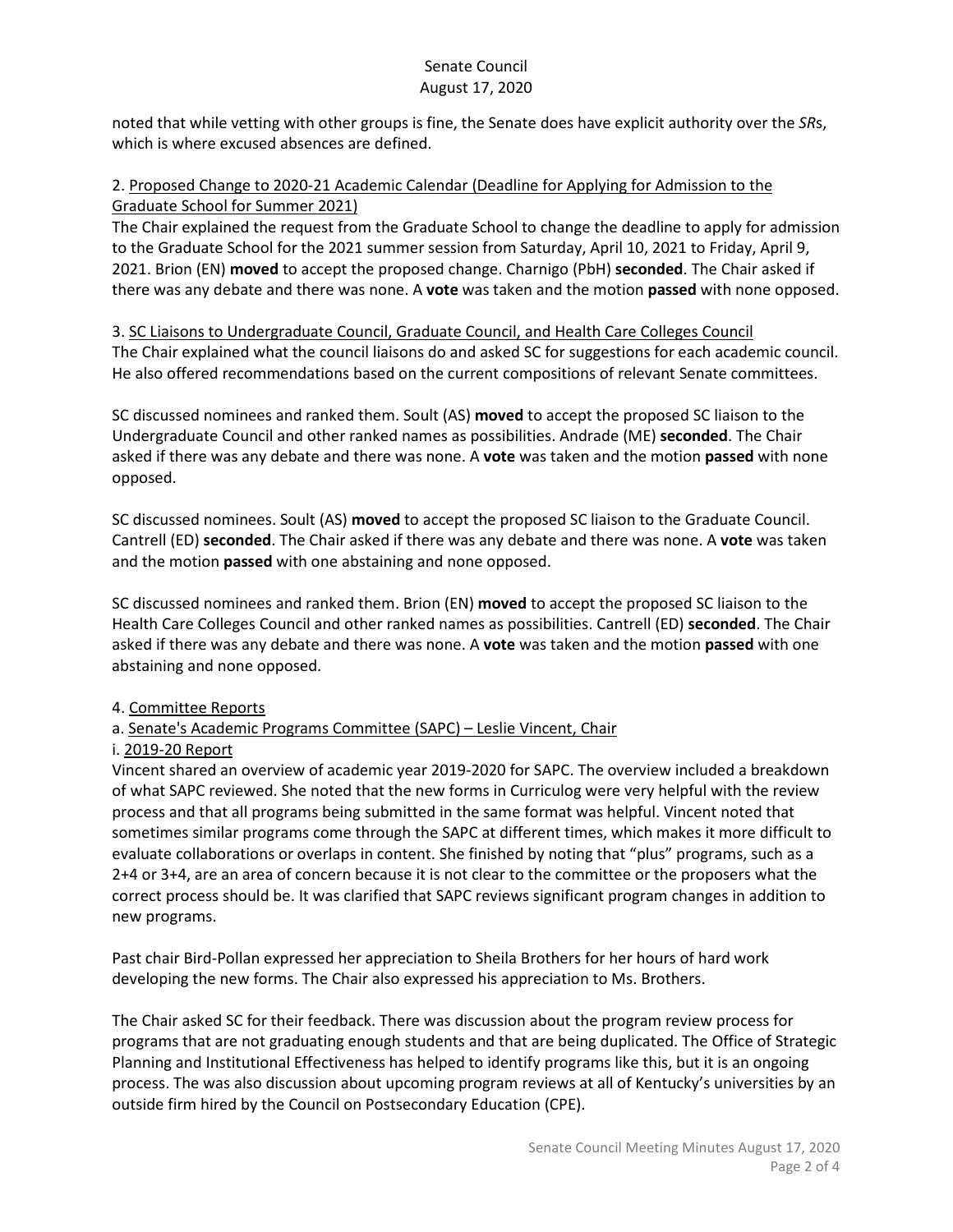noted that while vetting with other groups is fine, the Senate does have explicit authority over the *SR*s, which is where excused absences are defined.

2. <u>Proposed Change to 2020-21 Academic Calendar (Deadline for Applying for Admission to the Graduate School for Summer 2021)</u>

The Chair explained the request from the Graduate School to change the deadline to apply for admission to the Graduate School for the 2021 summer session from Saturday, April 10, 2021 to Friday, April 9, 2021. Brion (EN) **moved** to accept the proposed change. Charnigo (PbH) **seconded**. The Chair asked if there was any debate and there was none. A **vote** was taken and the motion **passed** with none opposed.

3. <u>SC Liaisons to Undergraduate Council, Graduate Council, and Health Care Colleges Council</u>

The Chair explained what the council liaisons do and asked SC for suggestions for each academic council. He also offered recommendations based on the current compositions of relevant Senate committees.

SC discussed nominees and ranked them. Soult (AS) **moved** to accept the proposed SC liaison to the Undergraduate Council and other ranked names as possibilities. Andrade (ME) **seconded**. The Chair asked if there was any debate and there was none. A **vote** was taken and the motion **passed** with none opposed.

SC discussed nominees. Soult (AS) **moved** to accept the proposed SC liaison to the Graduate Council. Cantrell (ED) **seconded**. The Chair asked if there was any debate and there was none. A **vote** was taken and the motion **passed** with one abstaining and none opposed.

SC discussed nominees and ranked them. Brion (EN) **moved** to accept the proposed SC liaison to the Health Care Colleges Council and other ranked names as possibilities. Cantrell (ED) **seconded**. The Chair asked if there was any debate and there was none. A **vote** was taken and the motion **passed** with one abstaining and none opposed.

4. <u>Committee Reports</u>

a. <u>Senate's Academic Programs Committee (SAPC) – Leslie Vincent, Chair</u>

i. <u>2019-20 Report</u>

Vincent shared an overview of academic year 2019-2020 for SAPC. The overview included a breakdown of what SAPC reviewed. She noted that the new forms in Curriculog were very helpful with the review process and that all programs being submitted in the same format was helpful. Vincent noted that sometimes similar programs come through the SAPC at different times, which makes it more difficult to evaluate collaborations or overlaps in content. She finished by noting that "plus" programs, such as a 2+4 or 3+4, are an area of concern because it is not clear to the committee or the proposers what the correct process should be. It was clarified that SAPC reviews significant program changes in addition to new programs.

Past chair Bird-Pollan expressed her appreciation to Sheila Brothers for her hours of hard work developing the new forms. The Chair also expressed his appreciation to Ms. Brothers.

The Chair asked SC for their feedback. There was discussion about the program review process for programs that are not graduating enough students and that are being duplicated. The Office of Strategic Planning and Institutional Effectiveness has helped to identify programs like this, but it is an ongoing process. The was also discussion about upcoming program reviews at all of Kentucky's universities by an outside firm hired by the Council on Postsecondary Education (CPE).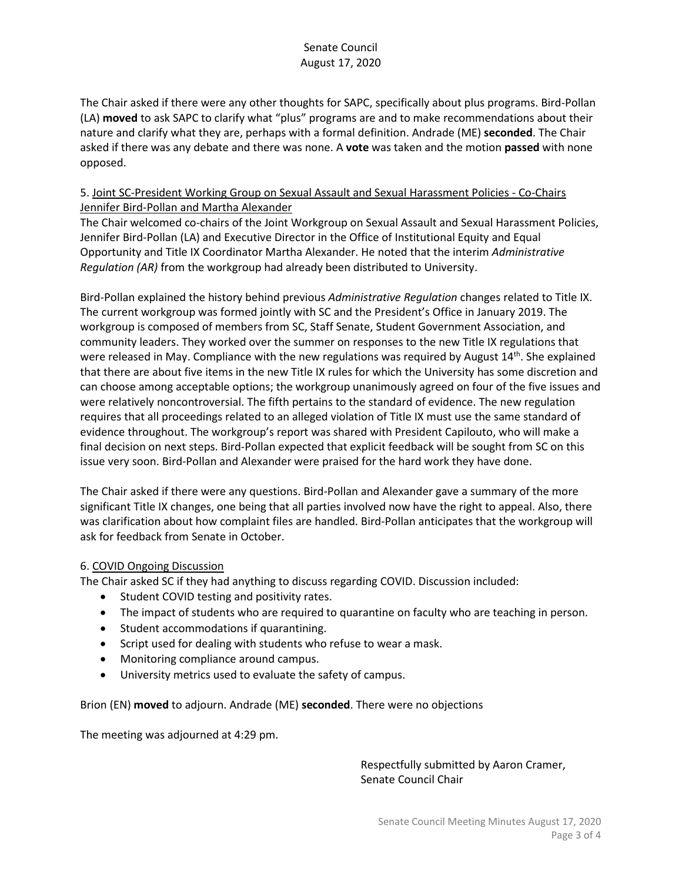The Chair asked if there were any other thoughts for SAPC, specifically about plus programs. Bird-Pollan (LA) **moved** to ask SAPC to clarify what "plus" programs are and to make recommendations about their nature and clarify what they are, perhaps with a formal definition. Andrade (ME) **seconded**. The Chair asked if there was any debate and there was none. A **vote** was taken and the motion **passed** with none opposed.

5. <u>Joint SC-President Working Group on Sexual Assault and Sexual Harassment Policies - Co-Chairs Jennifer Bird-Pollan and Martha Alexander</u>

The Chair welcomed co-chairs of the Joint Workgroup on Sexual Assault and Sexual Harassment Policies, Jennifer Bird-Pollan (LA) and Executive Director in the Office of Institutional Equity and Equal Opportunity and Title IX Coordinator Martha Alexander. He noted that the interim *Administrative Regulation (AR)* from the workgroup had already been distributed to University.

Bird-Pollan explained the history behind previous *Administrative Regulation* changes related to Title IX. The current workgroup was formed jointly with SC and the President's Office in January 2019. The workgroup is composed of members from SC, Staff Senate, Student Government Association, and community leaders. They worked over the summer on responses to the new Title IX regulations that were released in May. Compliance with the new regulations was required by August 14th. She explained that there are about five items in the new Title IX rules for which the University has some discretion and can choose among acceptable options; the workgroup unanimously agreed on four of the five issues and were relatively noncontroversial. The fifth pertains to the standard of evidence. The new regulation requires that all proceedings related to an alleged violation of Title IX must use the same standard of evidence throughout. The workgroup's report was shared with President Capilouto, who will make a final decision on next steps. Bird-Pollan expected that explicit feedback will be sought from SC on this issue very soon. Bird-Pollan and Alexander were praised for the hard work they have done.

The Chair asked if there were any questions. Bird-Pollan and Alexander gave a summary of the more significant Title IX changes, one being that all parties involved now have the right to appeal. Also, there was clarification about how complaint files are handled. Bird-Pollan anticipates that the workgroup will ask for feedback from Senate in October.

6. <u>COVID Ongoing Discussion</u>

The Chair asked SC if they had anything to discuss regarding COVID. Discussion included:

- Student COVID testing and positivity rates.
- The impact of students who are required to quarantine on faculty who are teaching in person.
- Student accommodations if quarantining.
- Script used for dealing with students who refuse to wear a mask.
- Monitoring compliance around campus.
- University metrics used to evaluate the safety of campus.

Brion (EN) **moved** to adjourn. Andrade (ME) **seconded**. There were no objections

The meeting was adjourned at 4:29 pm.

Respectfully submitted by Aaron Cramer,
Senate Council Chair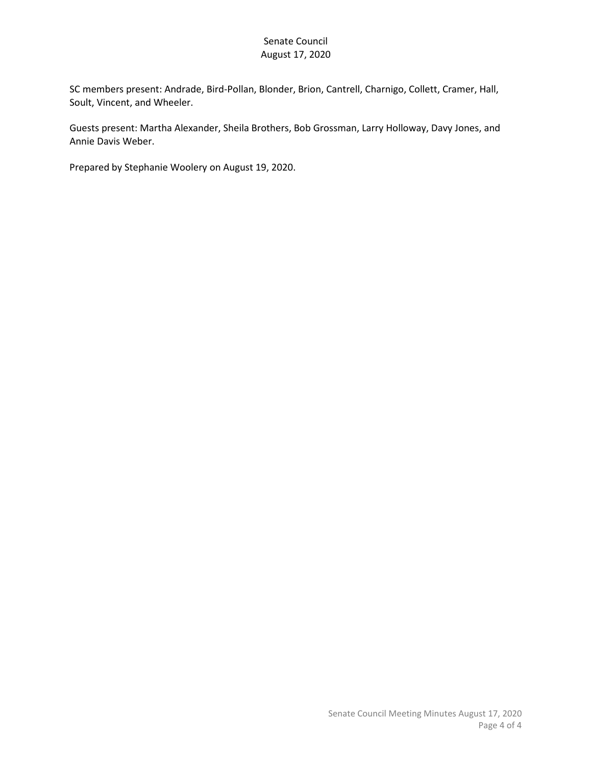SC members present: Andrade, Bird-Pollan, Blonder, Brion, Cantrell, Charnigo, Collett, Cramer, Hall, Soult, Vincent, and Wheeler.

Guests present: Martha Alexander, Sheila Brothers, Bob Grossman, Larry Holloway, Davy Jones, and Annie Davis Weber.

Prepared by Stephanie Woolery on August 19, 2020.